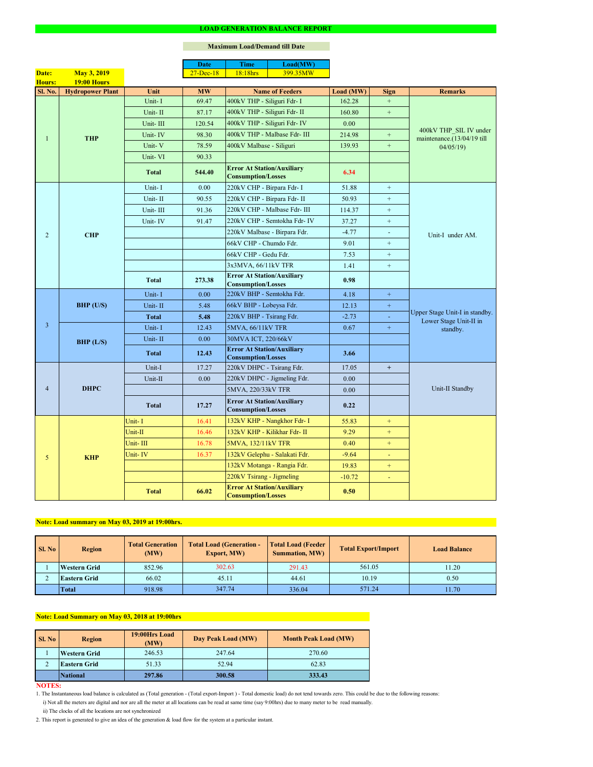# LOAD GENERATION BALANCE REPORT

**Maximum Load/Demand till Date**

| Date | Time | Load(MW) |
|---|---|---|
| 27-Dec-18 | 18:18hrs | 399.35MW |

**Date:** May 3, 2019
**Hours:** 19:00 Hours

| Sl. No. | Hydropower Plant | Unit | MW | Name of Feeders | Load (MW) | Sign | Remarks |
|---|---|---|---|---|---|---|---|
| 1 | THP | Unit- I | 69.47 | 400kV THP - Siliguri Fdr- I | 162.28 | + | 400kV THP_SIL IV under maintenance.(13/04/19 till 04/05/19) |
| | | Unit- II | 87.17 | 400kV THP - Siliguri Fdr- II | 160.80 | + | |
| | | Unit- III | 120.54 | 400kV THP - Siliguri Fdr- IV | 0.00 | | |
| | | Unit- IV | 98.30 | 400kV THP - Malbase Fdr- III | 214.98 | + | |
| | | Unit- V | 78.59 | 400kV Malbase - Siliguri | 139.93 | + | |
| | | Unit- VI | 90.33 | | | | |
| | | **Total** | **544.40** | **Error At Station/Auxiliary Consumption/Losses** | **6.34** | | |
| 2 | CHP | Unit- I | 0.00 | 220kV CHP - Birpara Fdr- I | 51.88 | + | Unit-I under AM. |
| | | Unit- II | 90.55 | 220kV CHP - Birpara Fdr- II | 50.93 | + | |
| | | Unit- III | 91.36 | 220kV CHP - Malbase Fdr- III | 114.37 | + | |
| | | Unit- IV | 91.47 | 220kV CHP - Semtokha Fdr- IV | 37.27 | + | |
| | | | | 220kV Malbase - Birpara Fdr. | -4.77 | - | |
| | | | | 66kV CHP - Chumdo Fdr. | 9.01 | + | |
| | | | | 66kV CHP - Gedu Fdr. | 7.53 | + | |
| | | | | 3x3MVA, 66/11kV TFR | 1.41 | + | |
| | | **Total** | **273.38** | **Error At Station/Auxiliary Consumption/Losses** | **0.98** | | |
| 3 | BHP (U/S) | Unit- I | 0.00 | 220kV BHP - Semtokha Fdr. | 4.18 | + | Upper Stage Unit-I in standby. Lower Stage Unit-II in standby. |
| | | Unit- II | 5.48 | 66kV BHP - Lobeysa Fdr. | 12.13 | + | |
| | | **Total** | **5.48** | 220kV BHP - Tsirang Fdr. | -2.73 | - | |
| | BHP (L/S) | Unit- I | 12.43 | 5MVA, 66/11kV TFR | 0.67 | + | |
| | | Unit- II | 0.00 | 30MVA ICT, 220/66kV | | | |
| | | **Total** | **12.43** | **Error At Station/Auxiliary Consumption/Losses** | **3.66** | | |
| 4 | DHPC | Unit-I | 17.27 | 220kV DHPC - Tsirang Fdr. | 17.05 | + | Unit-II Standby |
| | | Unit-II | 0.00 | 220kV DHPC - Jigmeling Fdr. | 0.00 | | |
| | | | | 5MVA, 220/33kV TFR | 0.00 | | |
| | | **Total** | **17.27** | **Error At Station/Auxiliary Consumption/Losses** | **0.22** | | |
| 5 | KHP | Unit- I | 16.41 | 132kV KHP - Nangkhor Fdr- I | 55.83 | + | |
| | | Unit-II | 16.46 | 132kV KHP - Kilikhar Fdr- II | 9.29 | + | |
| | | Unit- III | 16.78 | 5MVA, 132/11kV TFR | 0.40 | + | |
| | | Unit- IV | 16.37 | 132kV Gelephu - Salakati Fdr. | -9.64 | - | |
| | | | | 132kV Motanga - Rangia Fdr. | 19.83 | + | |
| | | | | 220kV Tsirang - Jigmeling | -10.72 | - | |
| | | **Total** | **66.02** | **Error At Station/Auxiliary Consumption/Losses** | **0.50** | | |

**Note: Load summary on May 03, 2019 at 19:00hrs.**

| Sl. No | Region | Total Generation (MW) | Total Load (Generation - Export, MW) | Total Load (Feeder Summation, MW) | Total Export/Import | Load Balance |
|---|---|---|---|---|---|---|
| 1 | Western Grid | 852.96 | 302.63 | 291.43 | 561.05 | 11.20 |
| 2 | Eastern Grid | 66.02 | 45.11 | 44.61 | 10.19 | 0.50 |
| | Total | 918.98 | 347.74 | 336.04 | 571.24 | 11.70 |

**Note: Load Summary on May 03, 2018 at 19:00hrs**

| Sl. No | Region | 19:00Hrs Load (MW) | Day Peak Load (MW) | Month Peak Load (MW) |
|---|---|---|---|---|
| 1 | Western Grid | 246.53 | 247.64 | 270.60 |
| 2 | Eastern Grid | 51.33 | 52.94 | 62.83 |
| | **National** | **297.86** | **300.58** | **333.43** |

**NOTES:**

1. The Instantaneous load balance is calculated as (Total generation - (Total export-Import ) - Total domestic load) do not tend towards zero. This could be due to the following reasons:
   i) Not all the meters are digital and nor are all the meter at all locations can be read at same time (say 9:00hrs) due to many meter to be read manually.
   ii) The clocks of all the locations are not synchronized
2. This report is generated to give an idea of the generation & load flow for the system at a particular instant.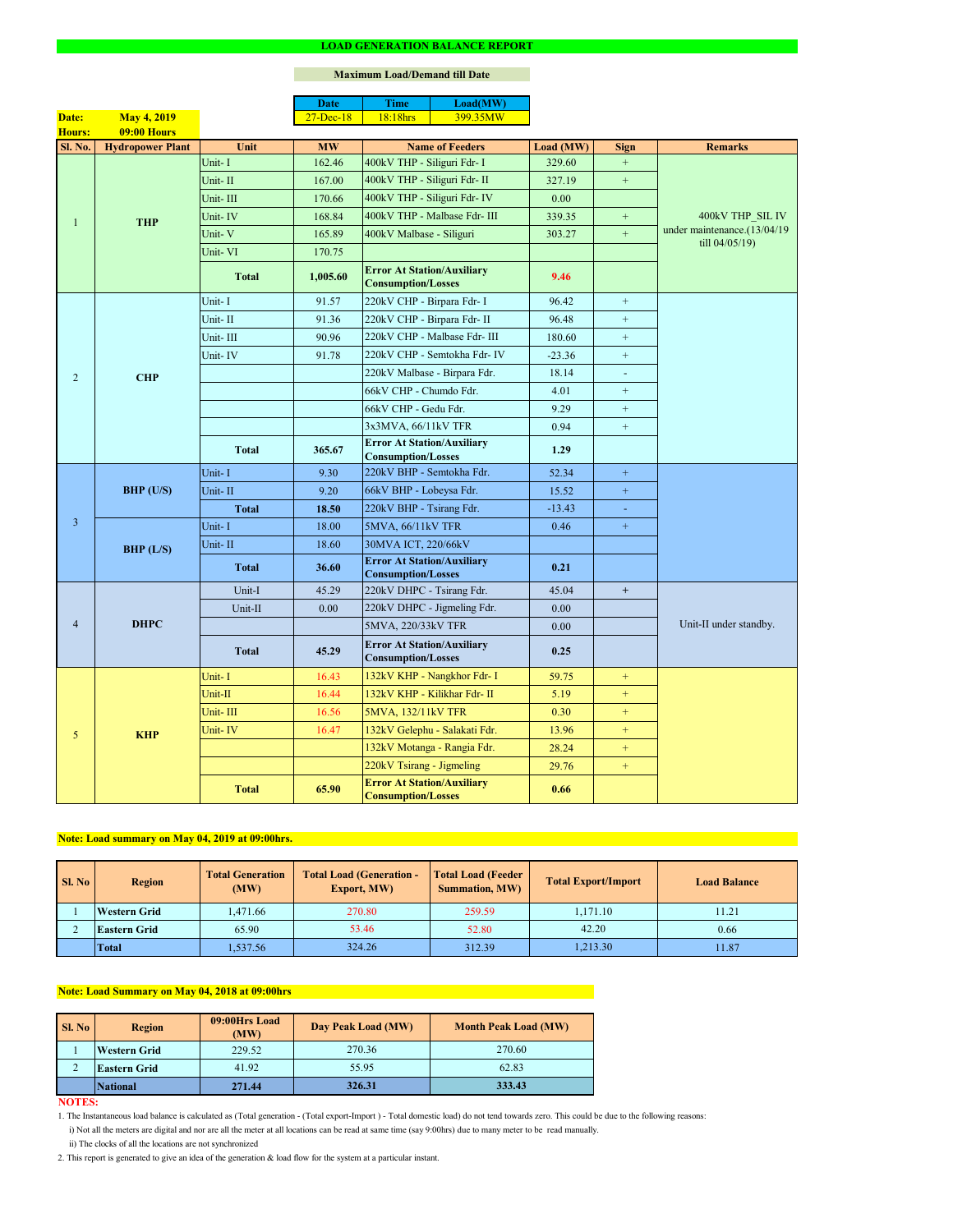# LOAD GENERATION BALANCE REPORT

**Maximum Load/Demand till Date**

| Date | Time | Load(MW) |
|---|---|---|
| 27-Dec-18 | 18:18hrs | 399.35MW |

**Date:** May 4, 2019
**Hours:** 09:00 Hours

| Sl. No. | Hydropower Plant | Unit | MW | Name of Feeders | Load (MW) | Sign | Remarks |
|---|---|---|---|---|---|---|---|
| 1 | THP | Unit- I | 162.46 | 400kV THP - Siliguri Fdr- I | 329.60 | + | 400kV THP_SIL IV under maintenance.(13/04/19 till 04/05/19) |
| | | Unit- II | 167.00 | 400kV THP - Siliguri Fdr- II | 327.19 | + | |
| | | Unit- III | 170.66 | 400kV THP - Siliguri Fdr- IV | 0.00 | | |
| | | Unit- IV | 168.84 | 400kV THP - Malbase Fdr- III | 339.35 | + | |
| | | Unit- V | 165.89 | 400kV Malbase - Siliguri | 303.27 | + | |
| | | Unit- VI | 170.75 | | | | |
| | | **Total** | **1,005.60** | **Error At Station/Auxiliary Consumption/Losses** | **9.46** | | |
| 2 | CHP | Unit- I | 91.57 | 220kV CHP - Birpara Fdr- I | 96.42 | + | |
| | | Unit- II | 91.36 | 220kV CHP - Birpara Fdr- II | 96.48 | + | |
| | | Unit- III | 90.96 | 220kV CHP - Malbase Fdr- III | 180.60 | + | |
| | | Unit- IV | 91.78 | 220kV CHP - Semtokha Fdr- IV | -23.36 | + | |
| | | | | 220kV Malbase - Birpara Fdr. | 18.14 | - | |
| | | | | 66kV CHP - Chumdo Fdr. | 4.01 | + | |
| | | | | 66kV CHP - Gedu Fdr. | 9.29 | + | |
| | | | | 3x3MVA, 66/11kV TFR | 0.94 | + | |
| | | **Total** | **365.67** | **Error At Station/Auxiliary Consumption/Losses** | **1.29** | | |
| 3 | BHP (U/S) | Unit- I | 9.30 | 220kV BHP - Semtokha Fdr. | 52.34 | + | |
| | | Unit- II | 9.20 | 66kV BHP - Lobeysa Fdr. | 15.52 | + | |
| | | **Total** | **18.50** | 220kV BHP - Tsirang Fdr. | -13.43 | - | |
| | BHP (L/S) | Unit- I | 18.00 | 5MVA, 66/11kV TFR | 0.46 | + | |
| | | Unit- II | 18.60 | 30MVA ICT, 220/66kV | | | |
| | | **Total** | **36.60** | **Error At Station/Auxiliary Consumption/Losses** | **0.21** | | |
| 4 | DHPC | Unit-I | 45.29 | 220kV DHPC - Tsirang Fdr. | 45.04 | + | Unit-II under standby. |
| | | Unit-II | 0.00 | 220kV DHPC - Jigmeling Fdr. | 0.00 | | |
| | | | | 5MVA, 220/33kV TFR | 0.00 | | |
| | | **Total** | **45.29** | **Error At Station/Auxiliary Consumption/Losses** | **0.25** | | |
| 5 | KHP | Unit- I | 16.43 | 132kV KHP - Nangkhor Fdr- I | 59.75 | + | |
| | | Unit-II | 16.44 | 132kV KHP - Kilikhar Fdr- II | 5.19 | + | |
| | | Unit- III | 16.56 | 5MVA, 132/11kV TFR | 0.30 | + | |
| | | Unit- IV | 16.47 | 132kV Gelephu - Salakati Fdr. | 13.96 | + | |
| | | | | 132kV Motanga - Rangia Fdr. | 28.24 | + | |
| | | | | 220kV Tsirang - Jigmeling | 29.76 | + | |
| | | **Total** | **65.90** | **Error At Station/Auxiliary Consumption/Losses** | **0.66** | | |

**Note: Load summary on May 04, 2019 at 09:00hrs.**

| Sl. No | Region | Total Generation (MW) | Total Load (Generation - Export, MW) | Total Load (Feeder Summation, MW) | Total Export/Import | Load Balance |
|---|---|---|---|---|---|---|
| 1 | Western Grid | 1,471.66 | 270.80 | 259.59 | 1,171.10 | 11.21 |
| 2 | Eastern Grid | 65.90 | 53.46 | 52.80 | 42.20 | 0.66 |
| | Total | 1,537.56 | 324.26 | 312.39 | 1,213.30 | 11.87 |

**Note: Load Summary on May 04, 2018 at 09:00hrs**

| Sl. No | Region | 09:00Hrs Load (MW) | Day Peak Load (MW) | Month Peak Load (MW) |
|---|---|---|---|---|
| 1 | Western Grid | 229.52 | 270.36 | 270.60 |
| 2 | Eastern Grid | 41.92 | 55.95 | 62.83 |
| | **National** | **271.44** | **326.31** | **333.43** |

**NOTES:**

1. The Instantaneous load balance is calculated as (Total generation - (Total export-Import ) - Total domestic load) do not tend towards zero. This could be due to the following reasons:
   i) Not all the meters are digital and nor are all the meter at all locations can be read at same time (say 9:00hrs) due to many meter to be read manually.
   ii) The clocks of all the locations are not synchronized
2. This report is generated to give an idea of the generation & load flow for the system at a particular instant.